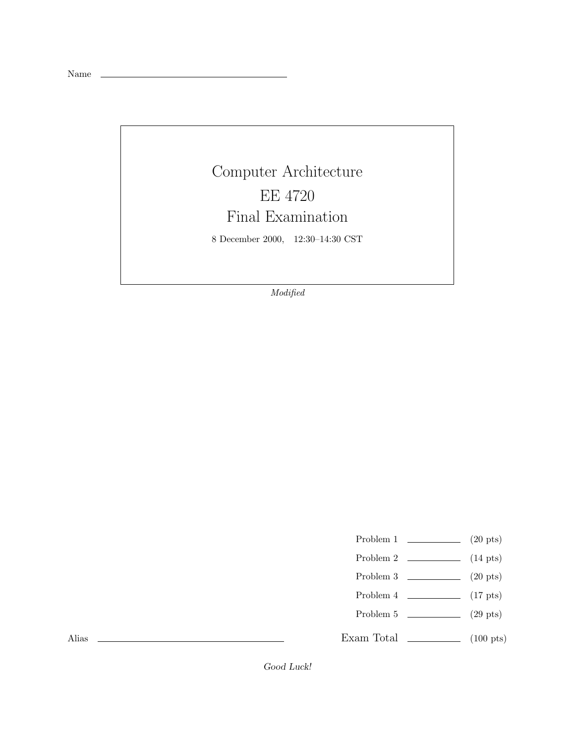Name ______________________________

# Computer Architecture

# EE 4720

# Final Examination

8 December 2000, 12:30–14:30 CST

*Modified*

| | | |
|---|---|---|
| Problem 1 | ________ | (20 pts) |
| Problem 2 | ________ | (14 pts) |
| Problem 3 | ________ | (20 pts) |
| Problem 4 | ________ | (17 pts) |
| Problem 5 | ________ | (29 pts) |
| Exam Total | ________ | (100 pts) |

Alias ______________________________

*Good Luck!*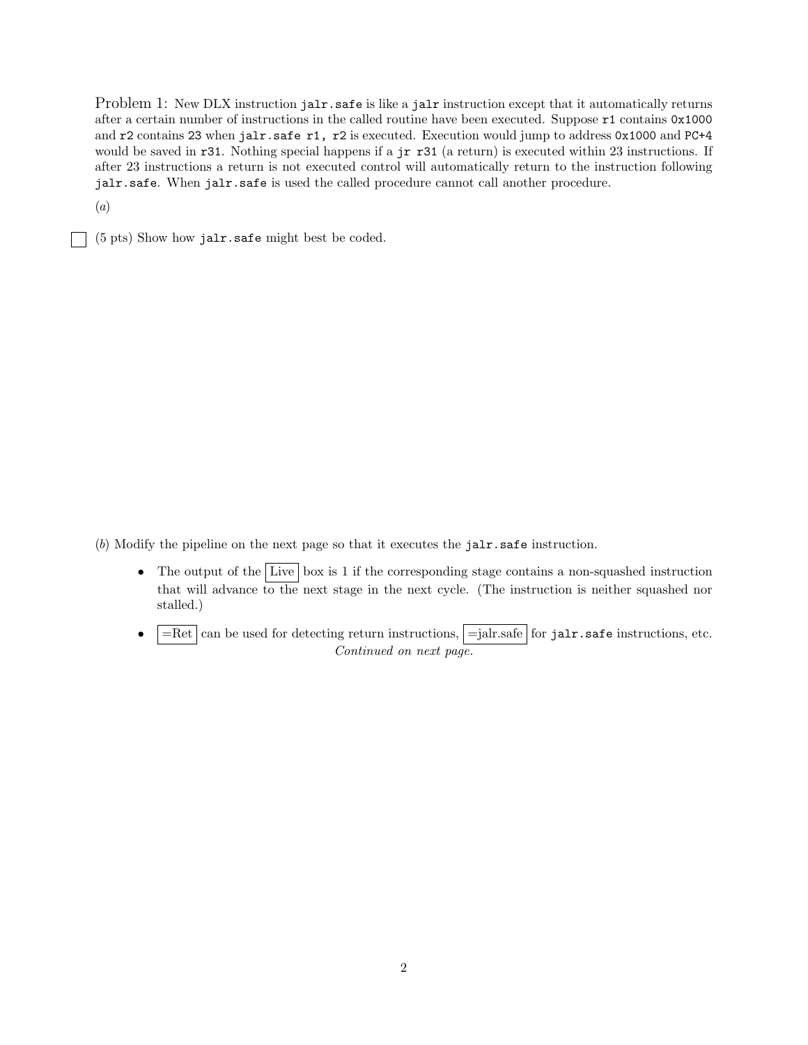Problem 1: New DLX instruction `jalr.safe` is like a `jalr` instruction except that it automatically returns after a certain number of instructions in the called routine have been executed. Suppose `r1` contains `0x1000` and `r2` contains `23` when `jalr.safe r1, r2` is executed. Execution would jump to address `0x1000` and `PC+4` would be saved in `r31`. Nothing special happens if a `jr r31` (a return) is executed within 23 instructions. If after 23 instructions a return is not executed control will automatically return to the instruction following `jalr.safe`. When `jalr.safe` is used the called procedure cannot call another procedure.

(*a*)

☐ (5 pts) Show how `jalr.safe` might best be coded.

(*b*) Modify the pipeline on the next page so that it executes the `jalr.safe` instruction.

- The output of the Live box is 1 if the corresponding stage contains a non-squashed instruction that will advance to the next stage in the next cycle. (The instruction is neither squashed nor stalled.)
- =Ret can be used for detecting return instructions, =jalr.safe for `jalr.safe` instructions, etc.

*Continued on next page.*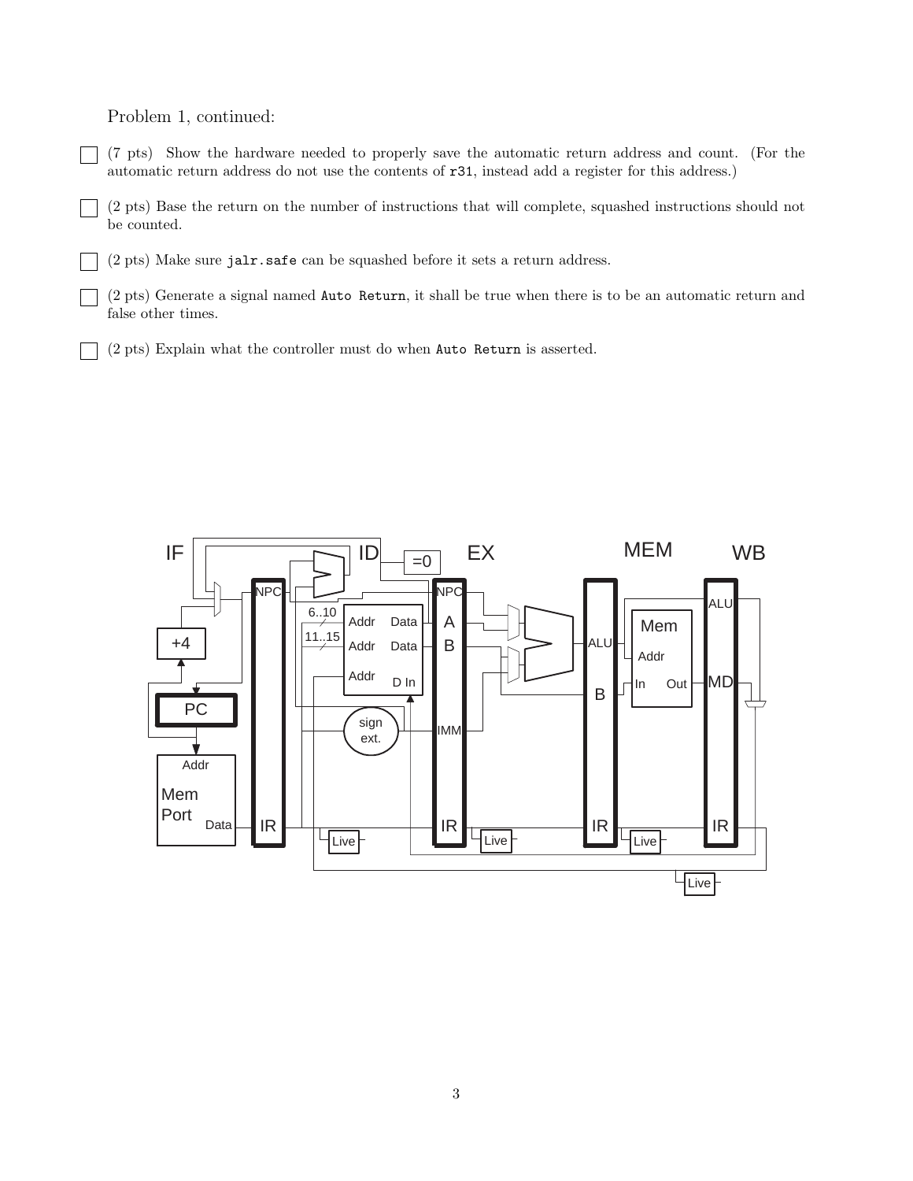Problem 1, continued:

- [ ] (7 pts) Show the hardware needed to properly save the automatic return address and count. (For the automatic return address do not use the contents of `r31`, instead add a register for this address.)

- [ ] (2 pts) Base the return on the number of instructions that will complete, squashed instructions should not be counted.

- [ ] (2 pts) Make sure `jalr.safe` can be squashed before it sets a return address.

- [ ] (2 pts) Generate a signal named `Auto Return`, it shall be true when there is to be an automatic return and false other times.

- [ ] (2 pts) Explain what the controller must do when `Auto Return` is asserted.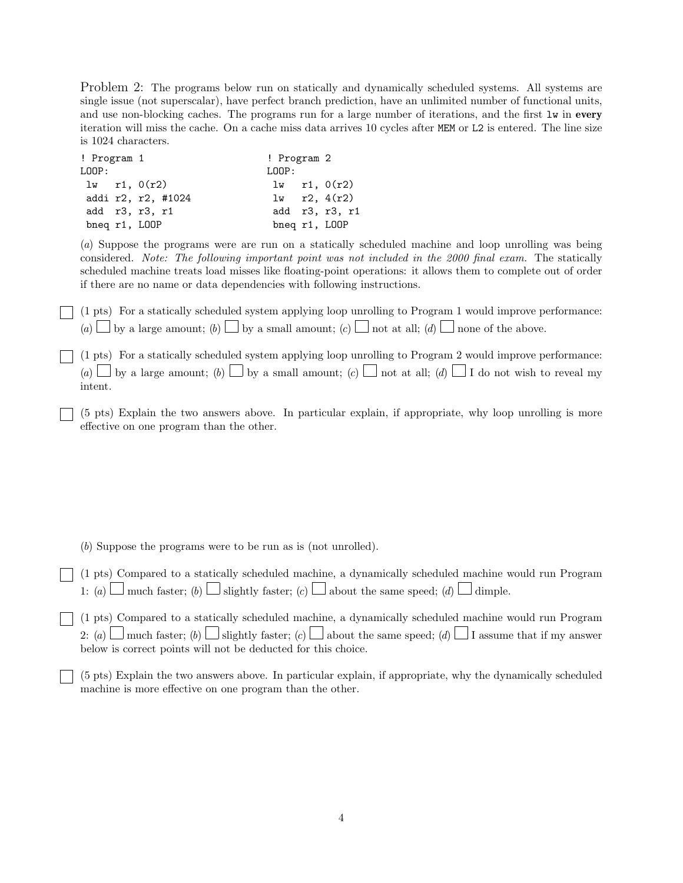Problem 2: The programs below run on statically and dynamically scheduled systems. All systems are single issue (not superscalar), have perfect branch prediction, have an unlimited number of functional units, and use non-blocking caches. The programs run for a large number of iterations, and the first `lw` in **every** iteration will miss the cache. On a cache miss data arrives 10 cycles after `MEM` or `L2` is entered. The line size is 1024 characters.

```
! Program 1
LOOP:
 lw   r1, 0(r2)
 addi r2, r2, #1024
 add  r3, r3, r1
 bneq r1, LOOP
```

```
! Program 2
LOOP:
 lw   r1, 0(r2)
 lw   r2, 4(r2)
 add  r3, r3, r1
 bneq r1, LOOP
```

(*a*) Suppose the programs were are run on a statically scheduled machine and loop unrolling was being considered. *Note: The following important point was not included in the 2000 final exam.* The statically scheduled machine treats load misses like floating-point operations: it allows them to complete out of order if there are no name or data dependencies with following instructions.

☐ (1 pts) For a statically scheduled system applying loop unrolling to Program 1 would improve performance: (*a*) ☐ by a large amount; (*b*) ☐ by a small amount; (*c*) ☐ not at all; (*d*) ☐ none of the above.

☐ (1 pts) For a statically scheduled system applying loop unrolling to Program 2 would improve performance: (*a*) ☐ by a large amount; (*b*) ☐ by a small amount; (*c*) ☐ not at all; (*d*) ☐ I do not wish to reveal my intent.

☐ (5 pts) Explain the two answers above. In particular explain, if appropriate, why loop unrolling is more effective on one program than the other.

(*b*) Suppose the programs were to be run as is (not unrolled).

☐ (1 pts) Compared to a statically scheduled machine, a dynamically scheduled machine would run Program 1: (*a*) ☐ much faster; (*b*) ☐ slightly faster; (*c*) ☐ about the same speed; (*d*) ☐ dimple.

☐ (1 pts) Compared to a statically scheduled machine, a dynamically scheduled machine would run Program 2: (*a*) ☐ much faster; (*b*) ☐ slightly faster; (*c*) ☐ about the same speed; (*d*) ☐ I assume that if my answer below is correct points will not be deducted for this choice.

☐ (5 pts) Explain the two answers above. In particular explain, if appropriate, why the dynamically scheduled machine is more effective on one program than the other.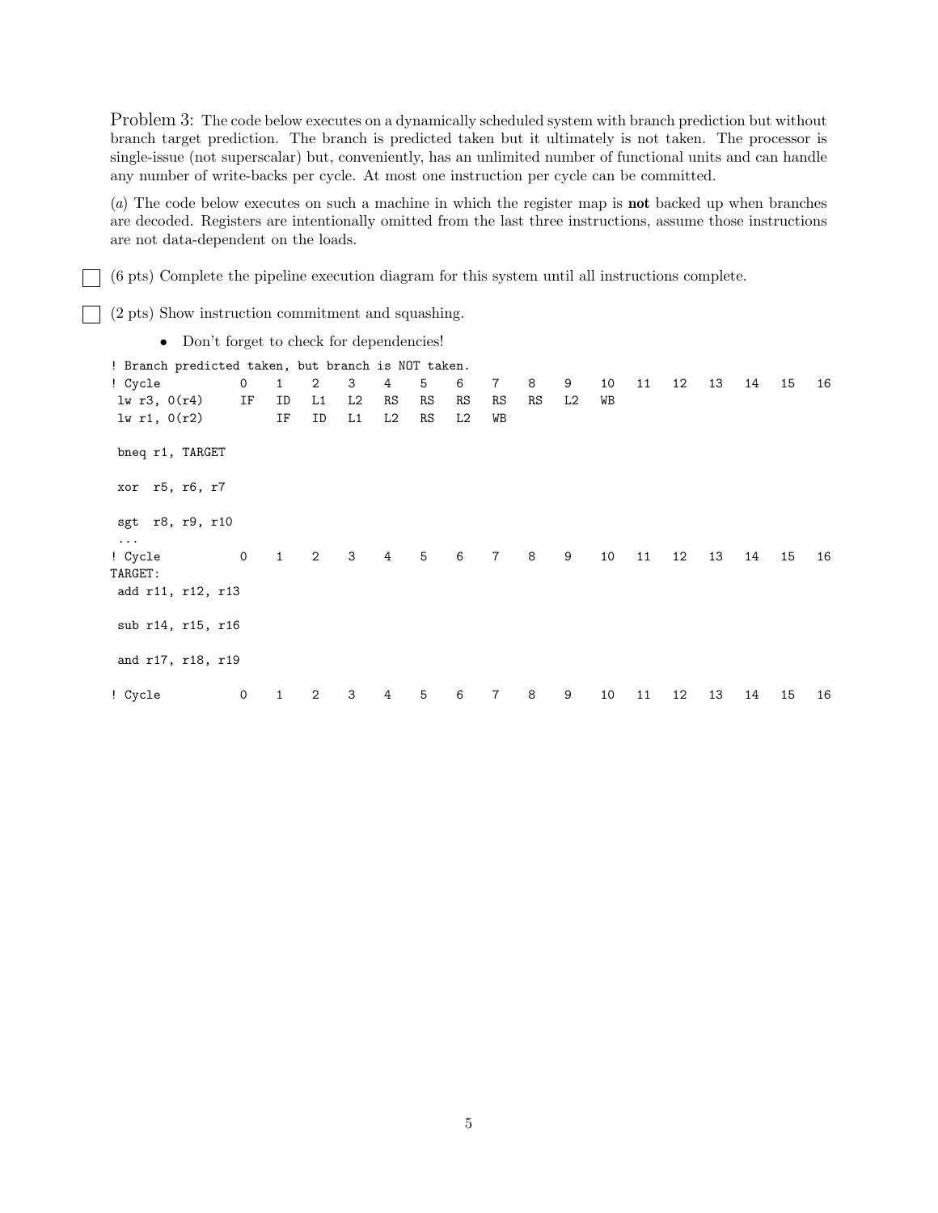Problem 3: The code below executes on a dynamically scheduled system with branch prediction but without branch target prediction. The branch is predicted taken but it ultimately is not taken. The processor is single-issue (not superscalar) but, conveniently, has an unlimited number of functional units and can handle any number of write-backs per cycle. At most one instruction per cycle can be committed.

(*a*) The code below executes on such a machine in which the register map is **not** backed up when branches are decoded. Registers are intentionally omitted from the last three instructions, assume those instructions are not data-dependent on the loads.

☐ (6 pts) Complete the pipeline execution diagram for this system until all instructions complete.

☐ (2 pts) Show instruction commitment and squashing.

- Don't forget to check for dependencies!

```
! Branch predicted taken, but branch is NOT taken.
! Cycle          0    1    2    3    4    5    6    7    8    9    10   11   12   13   14   15   16
 lw r3, 0(r4)    IF   ID   L1   L2   RS   RS   RS   RS   RS   L2   WB
 lw r1, 0(r2)         IF   ID   L1   L2   RS   L2   WB

 bneq r1, TARGET

 xor  r5, r6, r7

 sgt  r8, r9, r10
 ...
! Cycle          0    1    2    3    4    5    6    7    8    9    10   11   12   13   14   15   16
TARGET:
 add r11, r12, r13

 sub r14, r15, r16

 and r17, r18, r19

! Cycle          0    1    2    3    4    5    6    7    8    9    10   11   12   13   14   15   16
```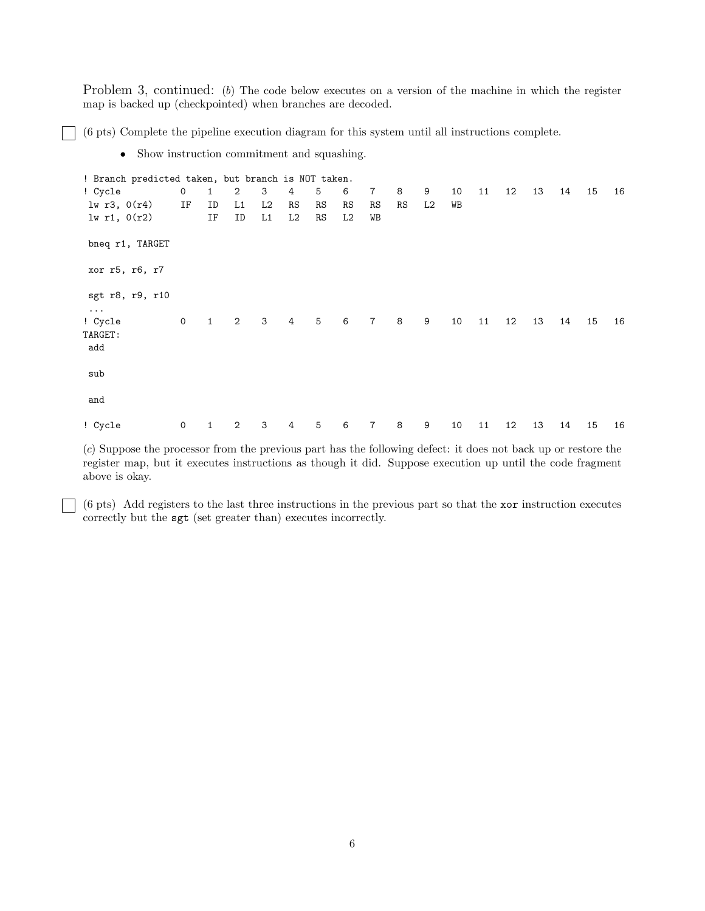Problem 3, continued: (*b*) The code below executes on a version of the machine in which the register map is backed up (checkpointed) when branches are decoded.

☐ (6 pts) Complete the pipeline execution diagram for this system until all instructions complete.

- Show instruction commitment and squashing.

```
! Branch predicted taken, but branch is NOT taken.
! Cycle          0    1    2    3    4    5    6    7    8    9    10   11   12   13   14   15   16
 lw r3, 0(r4)    IF   ID   L1   L2   RS   RS   RS   RS   RS   L2   WB
 lw r1, 0(r2)         IF   ID   L1   L2   RS   L2   WB

 bneq r1, TARGET

 xor r5, r6, r7

 sgt r8, r9, r10
 ...
! Cycle          0    1    2    3    4    5    6    7    8    9    10   11   12   13   14   15   16
TARGET:
 add

 sub

 and

! Cycle          0    1    2    3    4    5    6    7    8    9    10   11   12   13   14   15   16
```

(*c*) Suppose the processor from the previous part has the following defect: it does not back up or restore the register map, but it executes instructions as though it did. Suppose execution up until the code fragment above is okay.

☐ (6 pts) Add registers to the last three instructions in the previous part so that the `xor` instruction executes correctly but the `sgt` (set greater than) executes incorrectly.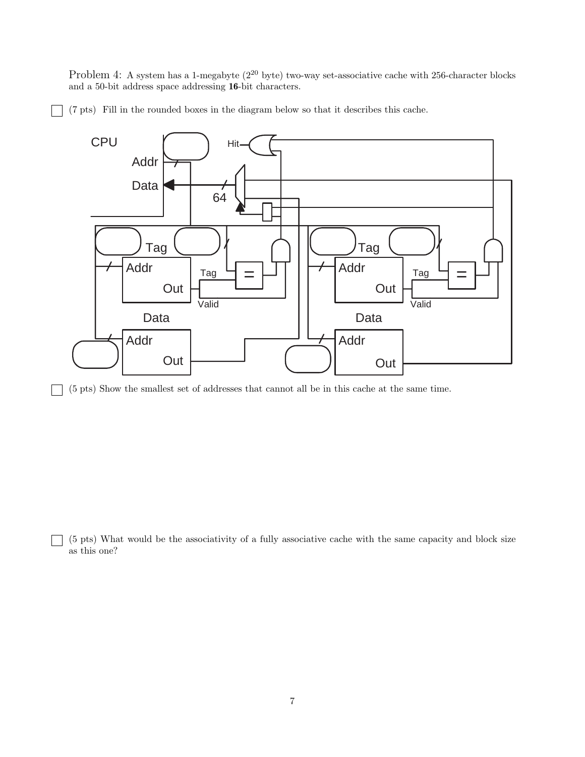Problem 4: A system has a 1-megabyte ($2^{20}$ byte) two-way set-associative cache with 256-character blocks and a 50-bit address space addressing **16**-bit characters.

☐ (7 pts) Fill in the rounded boxes in the diagram below so that it describes this cache.

CPU

Addr

Data

64

Hit

Tag

Addr

Out

Tag

Valid

Data

Addr

Out

Tag

Addr

Out

Tag

Valid

Data

Addr

Out

☐ (5 pts) Show the smallest set of addresses that cannot all be in this cache at the same time.

☐ (5 pts) What would be the associativity of a fully associative cache with the same capacity and block size as this one?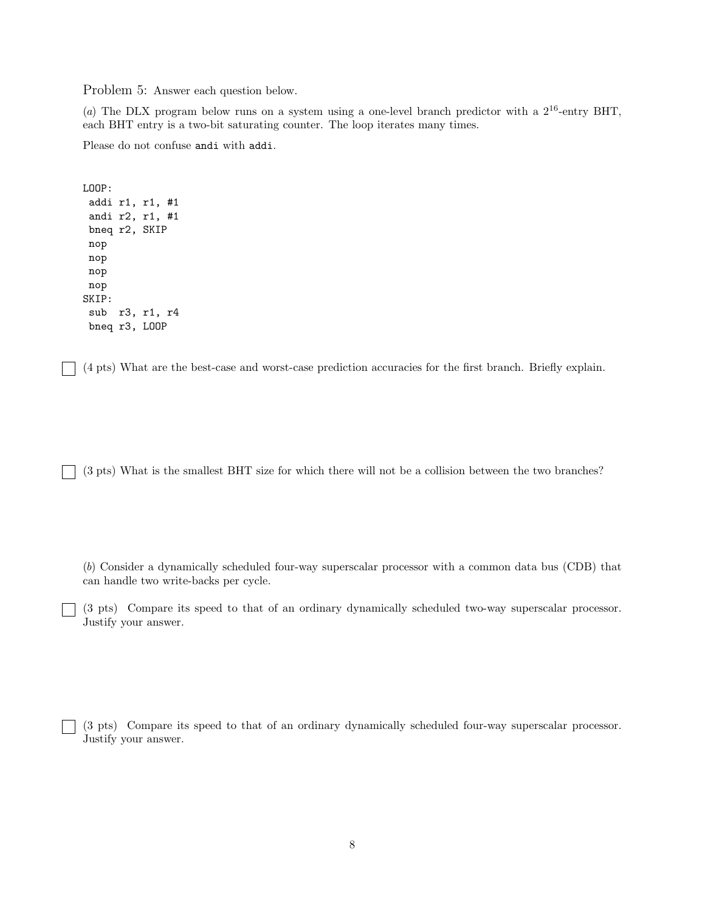Problem 5: Answer each question below.

(*a*) The DLX program below runs on a system using a one-level branch predictor with a $2^{16}$-entry BHT, each BHT entry is a two-bit saturating counter. The loop iterates many times.

Please do not confuse `andi` with `addi`.

```
LOOP:
 addi r1, r1, #1
 andi r2, r1, #1
 bneq r2, SKIP
 nop
 nop
 nop
 nop
SKIP:
 sub  r3, r1, r4
 bneq r3, LOOP
```

☐ (4 pts) What are the best-case and worst-case prediction accuracies for the first branch. Briefly explain.

☐ (3 pts) What is the smallest BHT size for which there will not be a collision between the two branches?

(*b*) Consider a dynamically scheduled four-way superscalar processor with a common data bus (CDB) that can handle two write-backs per cycle.

☐ (3 pts) Compare its speed to that of an ordinary dynamically scheduled two-way superscalar processor. Justify your answer.

☐ (3 pts) Compare its speed to that of an ordinary dynamically scheduled four-way superscalar processor. Justify your answer.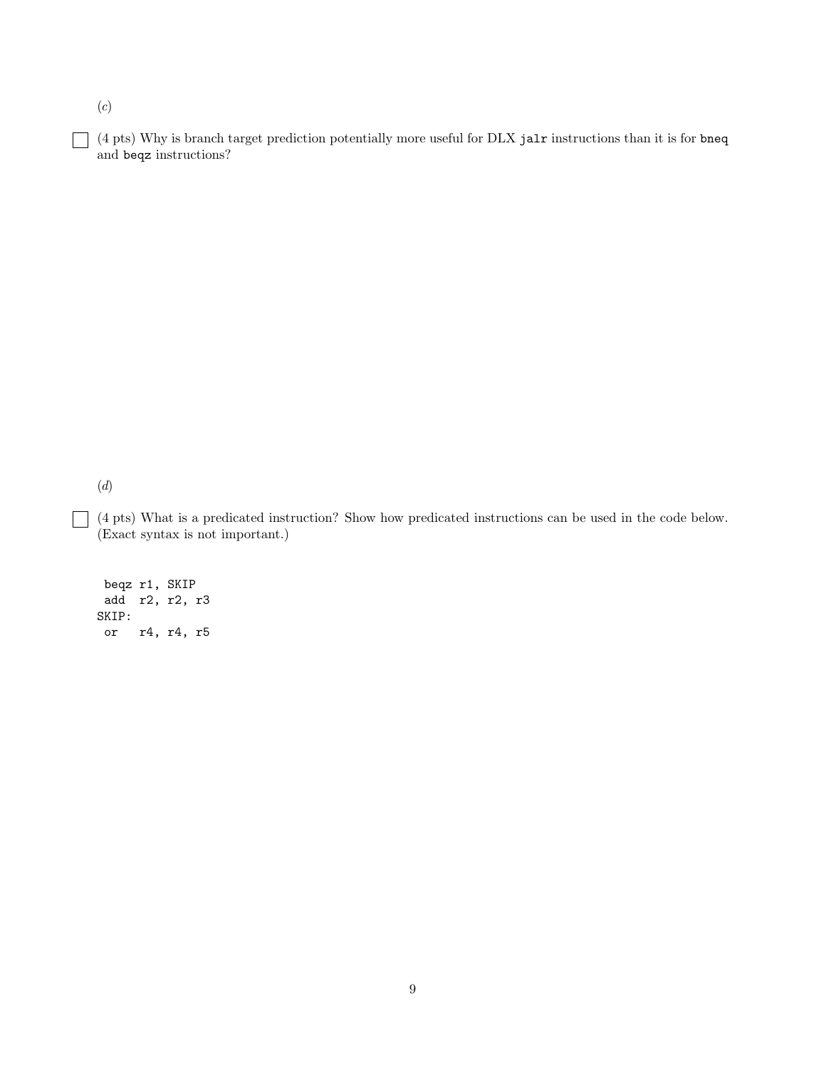(*c*)

☐ (4 pts) Why is branch target prediction potentially more useful for DLX `jalr` instructions than it is for `bneq` and `beqz` instructions?

(*d*)

☐ (4 pts) What is a predicated instruction? Show how predicated instructions can be used in the code below. (Exact syntax is not important.)

```
 beqz r1, SKIP
 add  r2, r2, r3
SKIP:
 or   r4, r4, r5
```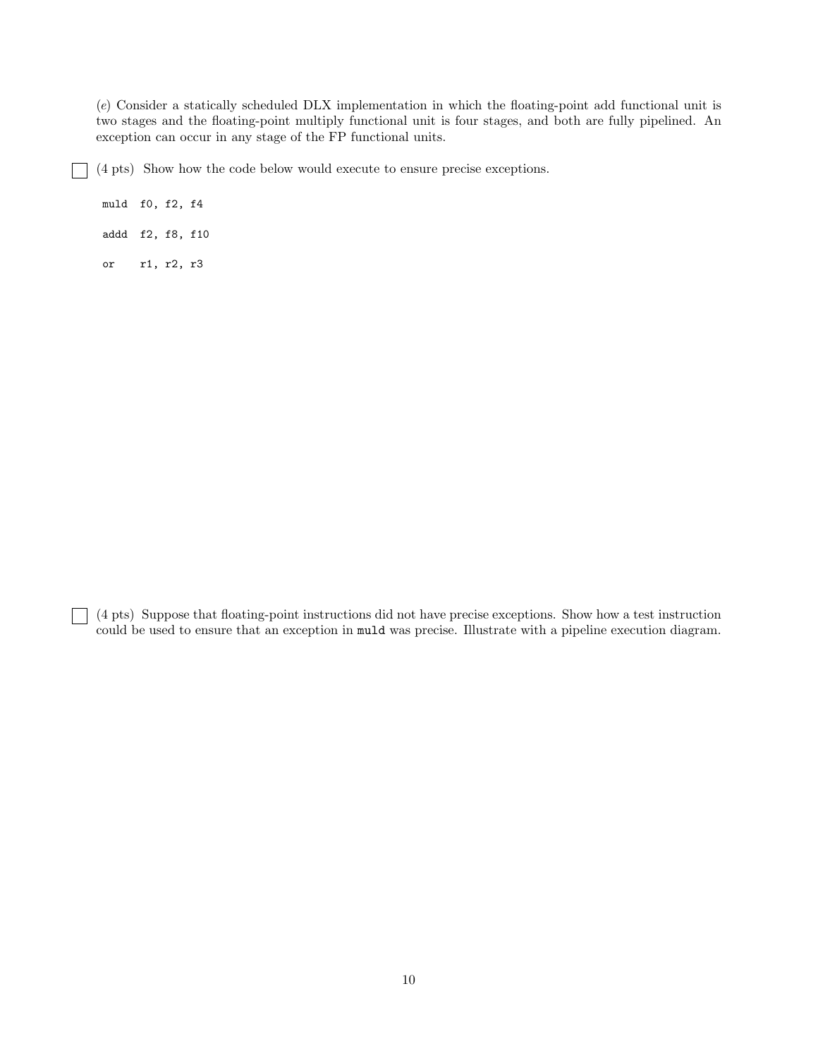(*e*) Consider a statically scheduled DLX implementation in which the floating-point add functional unit is two stages and the floating-point multiply functional unit is four stages, and both are fully pipelined. An exception can occur in any stage of the FP functional units.

☐ (4 pts) Show how the code below would execute to ensure precise exceptions.

```
muld  f0, f2, f4

addd  f2, f8, f10

or    r1, r2, r3
```

☐ (4 pts) Suppose that floating-point instructions did not have precise exceptions. Show how a test instruction could be used to ensure that an exception in `muld` was precise. Illustrate with a pipeline execution diagram.